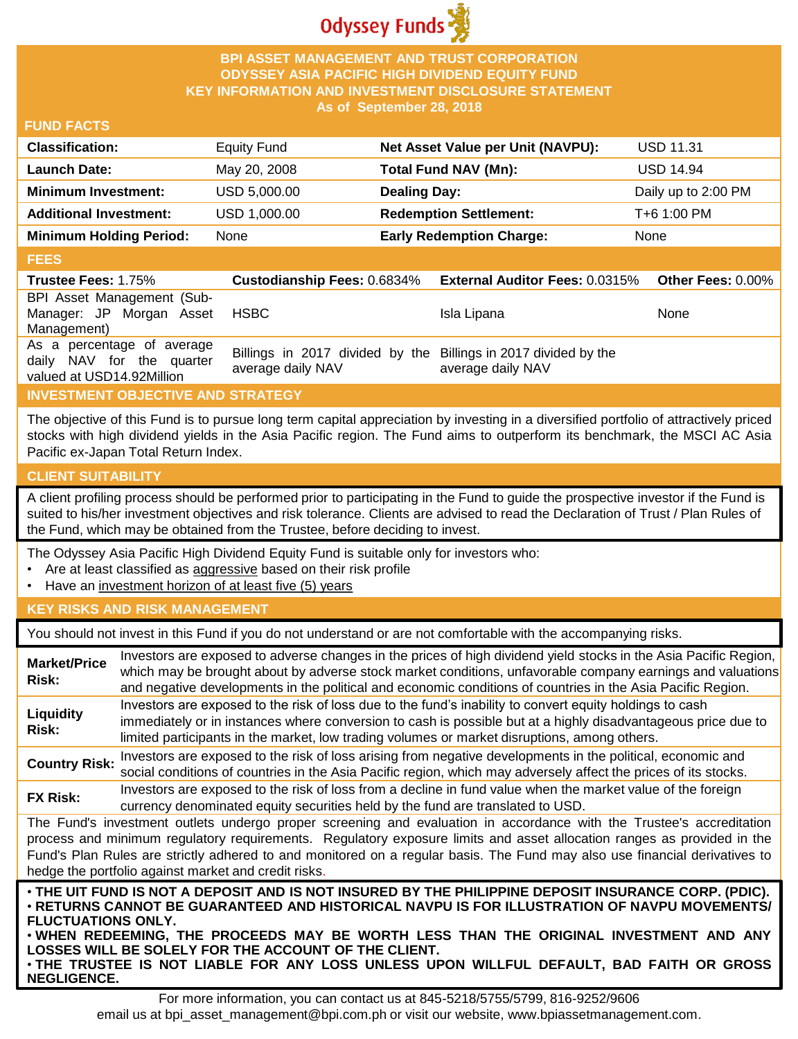Odyssey Funds

# BPI ASSET MANAGEMENT AND TRUST CORPORATION
# ODYSSEY ASIA PACIFIC HIGH DIVIDEND EQUITY FUND
# KEY INFORMATION AND INVESTMENT DISCLOSURE STATEMENT
## As of September 28, 2018

## FUND FACTS

| | | | |
|---|---|---|---|
| **Classification:** | Equity Fund | **Net Asset Value per Unit (NAVPU):** | USD 11.31 |
| **Launch Date:** | May 20, 2008 | **Total Fund NAV (Mn):** | USD 14.94 |
| **Minimum Investment:** | USD 5,000.00 | **Dealing Day:** | Daily up to 2:00 PM |
| **Additional Investment:** | USD 1,000.00 | **Redemption Settlement:** | T+6 1:00 PM |
| **Minimum Holding Period:** | None | **Early Redemption Charge:** | None |

## FEES

| **Trustee Fees:** 1.75% | **Custodianship Fees:** 0.6834% | **External Auditor Fees:** 0.0315% | **Other Fees:** 0.00% |
|---|---|---|---|
| BPI Asset Management (Sub-Manager: JP Morgan Asset Management) | HSBC | Isla Lipana | None |
| As a percentage of average daily NAV for the quarter valued at USD14.92Million | Billings in 2017 divided by the average daily NAV | Billings in 2017 divided by the average daily NAV | |

## INVESTMENT OBJECTIVE AND STRATEGY

The objective of this Fund is to pursue long term capital appreciation by investing in a diversified portfolio of attractively priced stocks with high dividend yields in the Asia Pacific region. The Fund aims to outperform its benchmark, the MSCI AC Asia Pacific ex-Japan Total Return Index.

## CLIENT SUITABILITY

A client profiling process should be performed prior to participating in the Fund to guide the prospective investor if the Fund is suited to his/her investment objectives and risk tolerance. Clients are advised to read the Declaration of Trust / Plan Rules of the Fund, which may be obtained from the Trustee, before deciding to invest.

The Odyssey Asia Pacific High Dividend Equity Fund is suitable only for investors who:

- Are at least classified as aggressive based on their risk profile
- Have an investment horizon of at least five (5) years

## KEY RISKS AND RISK MANAGEMENT

You should not invest in this Fund if you do not understand or are not comfortable with the accompanying risks.

| | |
|---|---|
| **Market/Price Risk:** | Investors are exposed to adverse changes in the prices of high dividend yield stocks in the Asia Pacific Region, which may be brought about by adverse stock market conditions, unfavorable company earnings and valuations and negative developments in the political and economic conditions of countries in the Asia Pacific Region. |
| **Liquidity Risk:** | Investors are exposed to the risk of loss due to the fund's inability to convert equity holdings to cash immediately or in instances where conversion to cash is possible but at a highly disadvantageous price due to limited participants in the market, low trading volumes or market disruptions, among others. |
| **Country Risk:** | Investors are exposed to the risk of loss arising from negative developments in the political, economic and social conditions of countries in the Asia Pacific region, which may adversely affect the prices of its stocks. |
| **FX Risk:** | Investors are exposed to the risk of loss from a decline in fund value when the market value of the foreign currency denominated equity securities held by the fund are translated to USD. |

The Fund's investment outlets undergo proper screening and evaluation in accordance with the Trustee's accreditation process and minimum regulatory requirements. Regulatory exposure limits and asset allocation ranges as provided in the Fund's Plan Rules are strictly adhered to and monitored on a regular basis. The Fund may also use financial derivatives to hedge the portfolio against market and credit risks.

- **THE UIT FUND IS NOT A DEPOSIT AND IS NOT INSURED BY THE PHILIPPINE DEPOSIT INSURANCE CORP. (PDIC).**
- **RETURNS CANNOT BE GUARANTEED AND HISTORICAL NAVPU IS FOR ILLUSTRATION OF NAVPU MOVEMENTS/ FLUCTUATIONS ONLY.**
- **WHEN REDEEMING, THE PROCEEDS MAY BE WORTH LESS THAN THE ORIGINAL INVESTMENT AND ANY LOSSES WILL BE SOLELY FOR THE ACCOUNT OF THE CLIENT.**
- **THE TRUSTEE IS NOT LIABLE FOR ANY LOSS UNLESS UPON WILLFUL DEFAULT, BAD FAITH OR GROSS NEGLIGENCE.**

For more information, you can contact us at 845-5218/5755/5799, 816-9252/9606 email us at bpi_asset_management@bpi.com.ph or visit our website, www.bpiassetmanagement.com.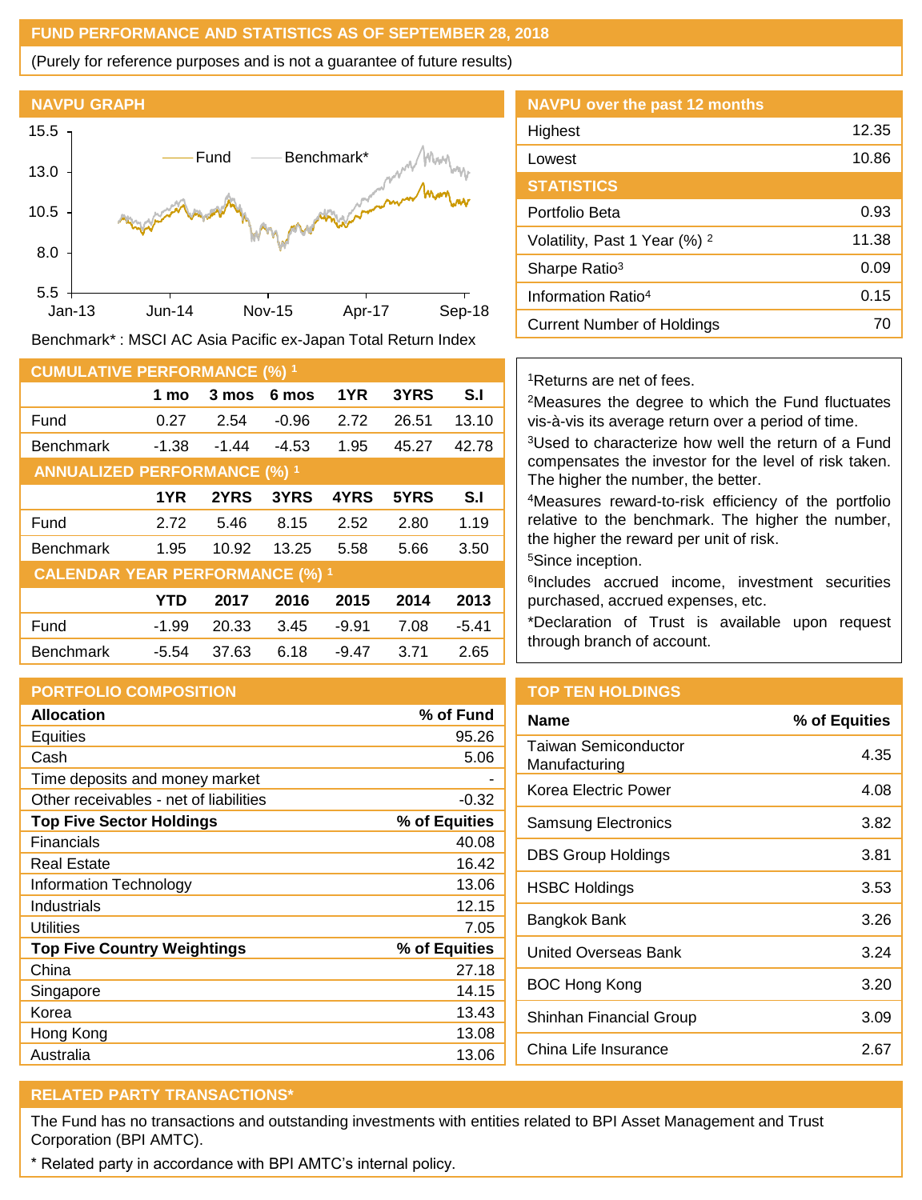## FUND PERFORMANCE AND STATISTICS AS OF SEPTEMBER 28, 2018

(Purely for reference purposes and is not a guarantee of future results)

### NAVPU GRAPH

Benchmark* : MSCI AC Asia Pacific ex-Japan Total Return Index

### NAVPU over the past 12 months

| | |
|---|---|
| Highest | 12.35 |
| Lowest | 10.86 |

### STATISTICS

| | |
|---|---|
| Portfolio Beta | 0.93 |
| Volatility, Past 1 Year (%) [2] | 11.38 |
| Sharpe Ratio[3] | 0.09 |
| Information Ratio[4] | 0.15 |
| Current Number of Holdings | 70 |

### CUMULATIVE PERFORMANCE (%) [1]

| | 1 mo | 3 mos | 6 mos | 1YR | 3YRS | S.I |
|---|---|---|---|---|---|---|
| Fund | 0.27 | 2.54 | -0.96 | 2.72 | 26.51 | 13.10 |
| Benchmark | -1.38 | -1.44 | -4.53 | 1.95 | 45.27 | 42.78 |

### ANNUALIZED PERFORMANCE (%) [1]

| | 1YR | 2YRS | 3YRS | 4YRS | 5YRS | S.I |
|---|---|---|---|---|---|---|
| Fund | 2.72 | 5.46 | 8.15 | 2.52 | 2.80 | 1.19 |
| Benchmark | 1.95 | 10.92 | 13.25 | 5.58 | 5.66 | 3.50 |

### CALENDAR YEAR PERFORMANCE (%) [1]

| | YTD | 2017 | 2016 | 2015 | 2014 | 2013 |
|---|---|---|---|---|---|---|
| Fund | -1.99 | 20.33 | 3.45 | -9.91 | 7.08 | -5.41 |
| Benchmark | -5.54 | 37.63 | 6.18 | -9.47 | 3.71 | 2.65 |

[1]Returns are net of fees.

[2]Measures the degree to which the Fund fluctuates vis-à-vis its average return over a period of time.

[3]Used to characterize how well the return of a Fund compensates the investor for the level of risk taken. The higher the number, the better.

[4]Measures reward-to-risk efficiency of the portfolio relative to the benchmark. The higher the number, the higher the reward per unit of risk.

[5]Since inception.

[6]Includes accrued income, investment securities purchased, accrued expenses, etc.

*Declaration of Trust is available upon request through branch of account.

### PORTFOLIO COMPOSITION

| Allocation | % of Fund |
|---|---|
| Equities | 95.26 |
| Cash | 5.06 |
| Time deposits and money market | - |
| Other receivables - net of liabilities | -0.32 |
| **Top Five Sector Holdings** | **% of Equities** |
| Financials | 40.08 |
| Real Estate | 16.42 |
| Information Technology | 13.06 |
| Industrials | 12.15 |
| Utilities | 7.05 |
| **Top Five Country Weightings** | **% of Equities** |
| China | 27.18 |
| Singapore | 14.15 |
| Korea | 13.43 |
| Hong Kong | 13.08 |
| Australia | 13.06 |

### TOP TEN HOLDINGS

| Name | % of Equities |
|---|---|
| Taiwan Semiconductor Manufacturing | 4.35 |
| Korea Electric Power | 4.08 |
| Samsung Electronics | 3.82 |
| DBS Group Holdings | 3.81 |
| HSBC Holdings | 3.53 |
| Bangkok Bank | 3.26 |
| United Overseas Bank | 3.24 |
| BOC Hong Kong | 3.20 |
| Shinhan Financial Group | 3.09 |
| China Life Insurance | 2.67 |

### RELATED PARTY TRANSACTIONS*

The Fund has no transactions and outstanding investments with entities related to BPI Asset Management and Trust Corporation (BPI AMTC).

* Related party in accordance with BPI AMTC's internal policy.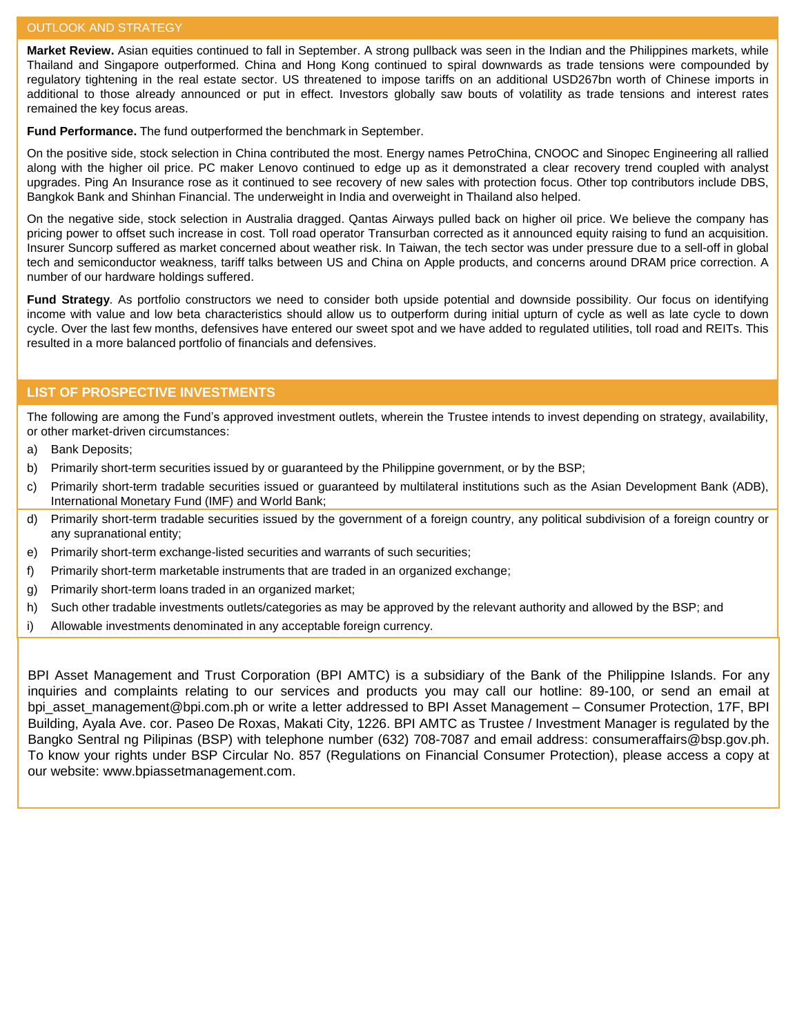## OUTLOOK AND STRATEGY

**Market Review.** Asian equities continued to fall in September. A strong pullback was seen in the Indian and the Philippines markets, while Thailand and Singapore outperformed. China and Hong Kong continued to spiral downwards as trade tensions were compounded by regulatory tightening in the real estate sector. US threatened to impose tariffs on an additional USD267bn worth of Chinese imports in additional to those already announced or put in effect. Investors globally saw bouts of volatility as trade tensions and interest rates remained the key focus areas.

**Fund Performance.** The fund outperformed the benchmark in September.

On the positive side, stock selection in China contributed the most. Energy names PetroChina, CNOOC and Sinopec Engineering all rallied along with the higher oil price. PC maker Lenovo continued to edge up as it demonstrated a clear recovery trend coupled with analyst upgrades. Ping An Insurance rose as it continued to see recovery of new sales with protection focus. Other top contributors include DBS, Bangkok Bank and Shinhan Financial. The underweight in India and overweight in Thailand also helped.

On the negative side, stock selection in Australia dragged. Qantas Airways pulled back on higher oil price. We believe the company has pricing power to offset such increase in cost. Toll road operator Transurban corrected as it announced equity raising to fund an acquisition. Insurer Suncorp suffered as market concerned about weather risk. In Taiwan, the tech sector was under pressure due to a sell-off in global tech and semiconductor weakness, tariff talks between US and China on Apple products, and concerns around DRAM price correction. A number of our hardware holdings suffered.

**Fund Strategy**. As portfolio constructors we need to consider both upside potential and downside possibility. Our focus on identifying income with value and low beta characteristics should allow us to outperform during initial upturn of cycle as well as late cycle to down cycle. Over the last few months, defensives have entered our sweet spot and we have added to regulated utilities, toll road and REITs. This resulted in a more balanced portfolio of financials and defensives.

## LIST OF PROSPECTIVE INVESTMENTS

The following are among the Fund's approved investment outlets, wherein the Trustee intends to invest depending on strategy, availability, or other market-driven circumstances:

a) Bank Deposits;
b) Primarily short-term securities issued by or guaranteed by the Philippine government, or by the BSP;
c) Primarily short-term tradable securities issued or guaranteed by multilateral institutions such as the Asian Development Bank (ADB), International Monetary Fund (IMF) and World Bank;
d) Primarily short-term tradable securities issued by the government of a foreign country, any political subdivision of a foreign country or any supranational entity;
e) Primarily short-term exchange-listed securities and warrants of such securities;
f) Primarily short-term marketable instruments that are traded in an organized exchange;
g) Primarily short-term loans traded in an organized market;
h) Such other tradable investments outlets/categories as may be approved by the relevant authority and allowed by the BSP; and
i) Allowable investments denominated in any acceptable foreign currency.

BPI Asset Management and Trust Corporation (BPI AMTC) is a subsidiary of the Bank of the Philippine Islands. For any inquiries and complaints relating to our services and products you may call our hotline: 89-100, or send an email at bpi_asset_management@bpi.com.ph or write a letter addressed to BPI Asset Management – Consumer Protection, 17F, BPI Building, Ayala Ave. cor. Paseo De Roxas, Makati City, 1226. BPI AMTC as Trustee / Investment Manager is regulated by the Bangko Sentral ng Pilipinas (BSP) with telephone number (632) 708-7087 and email address: consumeraffairs@bsp.gov.ph. To know your rights under BSP Circular No. 857 (Regulations on Financial Consumer Protection), please access a copy at our website: www.bpiassetmanagement.com.